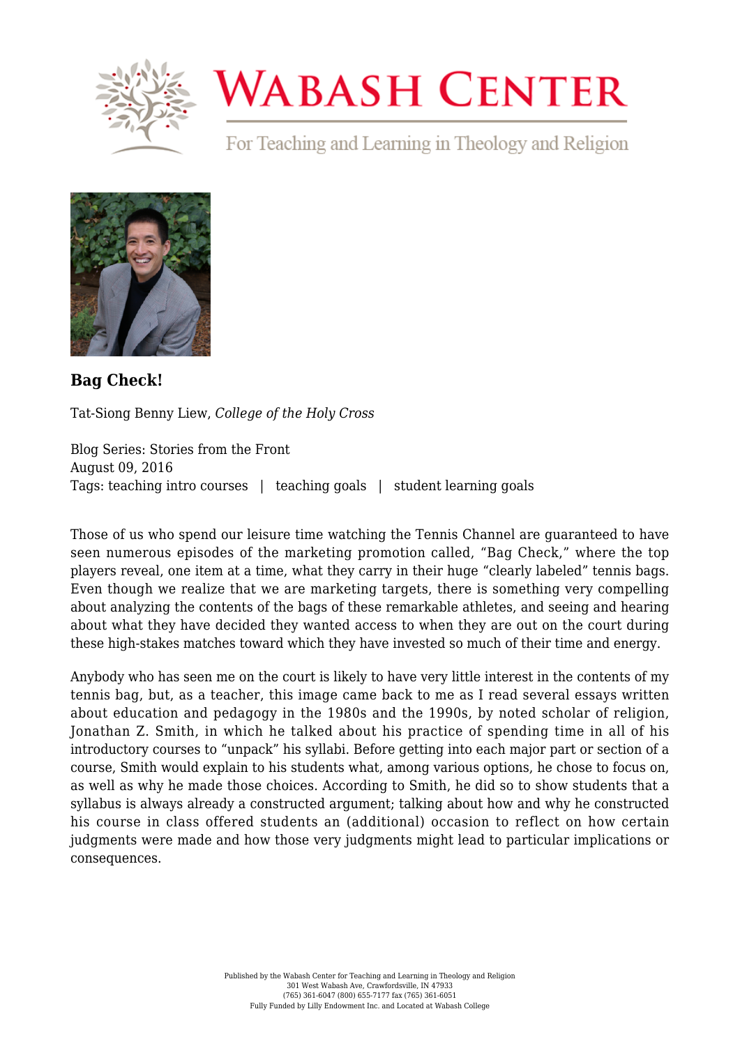# Bag Check!

Tat-Siong Benny Liew, *College of the Holy Cross*

Blog Series: Stories from the Front
August 09, 2016
Tags: teaching intro courses | teaching goals | student learning goals

Those of us who spend our leisure time watching the Tennis Channel are guaranteed to have seen numerous episodes of the marketing promotion called, "Bag Check," where the top players reveal, one item at a time, what they carry in their huge "clearly labeled" tennis bags. Even though we realize that we are marketing targets, there is something very compelling about analyzing the contents of the bags of these remarkable athletes, and seeing and hearing about what they have decided they wanted access to when they are out on the court during these high-stakes matches toward which they have invested so much of their time and energy.

Anybody who has seen me on the court is likely to have very little interest in the contents of my tennis bag, but, as a teacher, this image came back to me as I read several essays written about education and pedagogy in the 1980s and the 1990s, by noted scholar of religion, Jonathan Z. Smith, in which he talked about his practice of spending time in all of his introductory courses to "unpack" his syllabi. Before getting into each major part or section of a course, Smith would explain to his students what, among various options, he chose to focus on, as well as why he made those choices. According to Smith, he did so to show students that a syllabus is always already a constructed argument; talking about how and why he constructed his course in class offered students an (additional) occasion to reflect on how certain judgments were made and how those very judgments might lead to particular implications or consequences.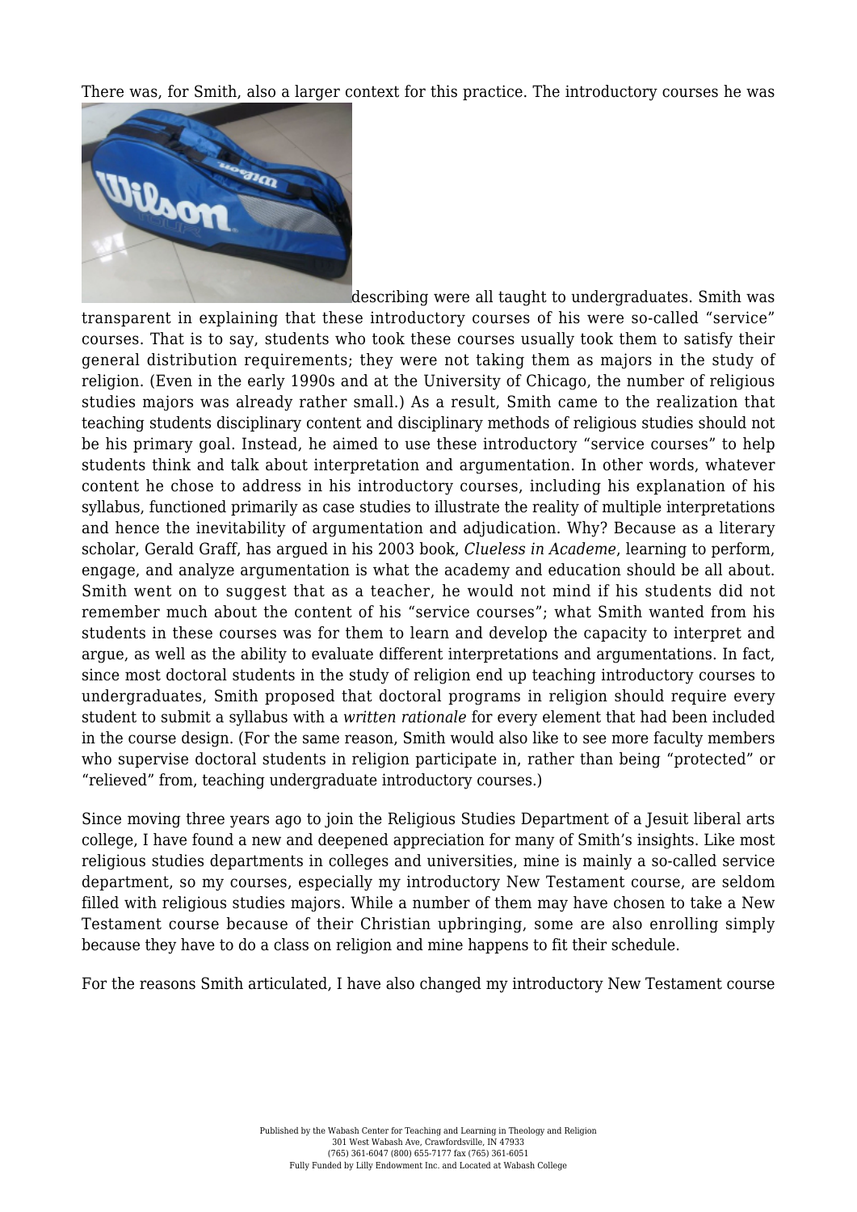There was, for Smith, also a larger context for this practice. The introductory courses he was describing were all taught to undergraduates. Smith was transparent in explaining that these introductory courses of his were so-called "service" courses. That is to say, students who took these courses usually took them to satisfy their general distribution requirements; they were not taking them as majors in the study of religion. (Even in the early 1990s and at the University of Chicago, the number of religious studies majors was already rather small.) As a result, Smith came to the realization that teaching students disciplinary content and disciplinary methods of religious studies should not be his primary goal. Instead, he aimed to use these introductory "service courses" to help students think and talk about interpretation and argumentation. In other words, whatever content he chose to address in his introductory courses, including his explanation of his syllabus, functioned primarily as case studies to illustrate the reality of multiple interpretations and hence the inevitability of argumentation and adjudication. Why? Because as a literary scholar, Gerald Graff, has argued in his 2003 book, *Clueless in Academe*, learning to perform, engage, and analyze argumentation is what the academy and education should be all about. Smith went on to suggest that as a teacher, he would not mind if his students did not remember much about the content of his "service courses"; what Smith wanted from his students in these courses was for them to learn and develop the capacity to interpret and argue, as well as the ability to evaluate different interpretations and argumentations. In fact, since most doctoral students in the study of religion end up teaching introductory courses to undergraduates, Smith proposed that doctoral programs in religion should require every student to submit a syllabus with a *written rationale* for every element that had been included in the course design. (For the same reason, Smith would also like to see more faculty members who supervise doctoral students in religion participate in, rather than being "protected" or "relieved" from, teaching undergraduate introductory courses.)

Since moving three years ago to join the Religious Studies Department of a Jesuit liberal arts college, I have found a new and deepened appreciation for many of Smith's insights. Like most religious studies departments in colleges and universities, mine is mainly a so-called service department, so my courses, especially my introductory New Testament course, are seldom filled with religious studies majors. While a number of them may have chosen to take a New Testament course because of their Christian upbringing, some are also enrolling simply because they have to do a class on religion and mine happens to fit their schedule.

For the reasons Smith articulated, I have also changed my introductory New Testament course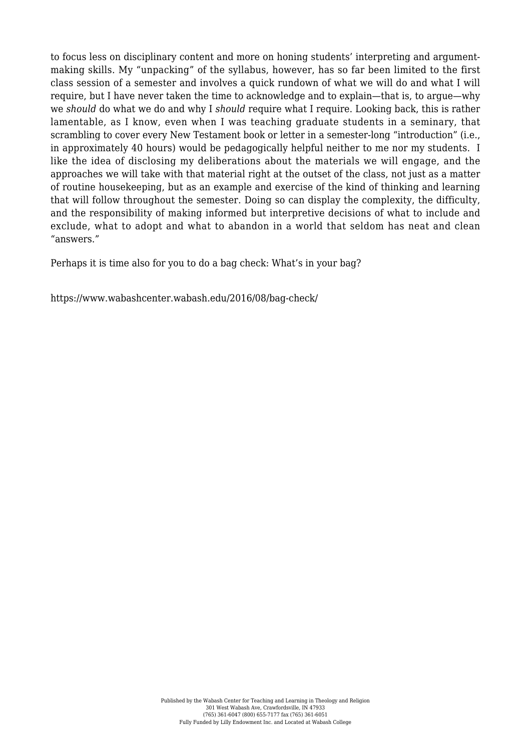to focus less on disciplinary content and more on honing students' interpreting and argument-making skills. My "unpacking" of the syllabus, however, has so far been limited to the first class session of a semester and involves a quick rundown of what we will do and what I will require, but I have never taken the time to acknowledge and to explain—that is, to argue—why we *should* do what we do and why I *should* require what I require. Looking back, this is rather lamentable, as I know, even when I was teaching graduate students in a seminary, that scrambling to cover every New Testament book or letter in a semester-long "introduction" (i.e., in approximately 40 hours) would be pedagogically helpful neither to me nor my students. I like the idea of disclosing my deliberations about the materials we will engage, and the approaches we will take with that material right at the outset of the class, not just as a matter of routine housekeeping, but as an example and exercise of the kind of thinking and learning that will follow throughout the semester. Doing so can display the complexity, the difficulty, and the responsibility of making informed but interpretive decisions of what to include and exclude, what to adopt and what to abandon in a world that seldom has neat and clean "answers."

Perhaps it is time also for you to do a bag check: What's in your bag?

https://www.wabashcenter.wabash.edu/2016/08/bag-check/

Published by the Wabash Center for Teaching and Learning in Theology and Religion
301 West Wabash Ave, Crawfordsville, IN 47933
(765) 361-6047 (800) 655-7177 fax (765) 361-6051
Fully Funded by Lilly Endowment Inc. and Located at Wabash College